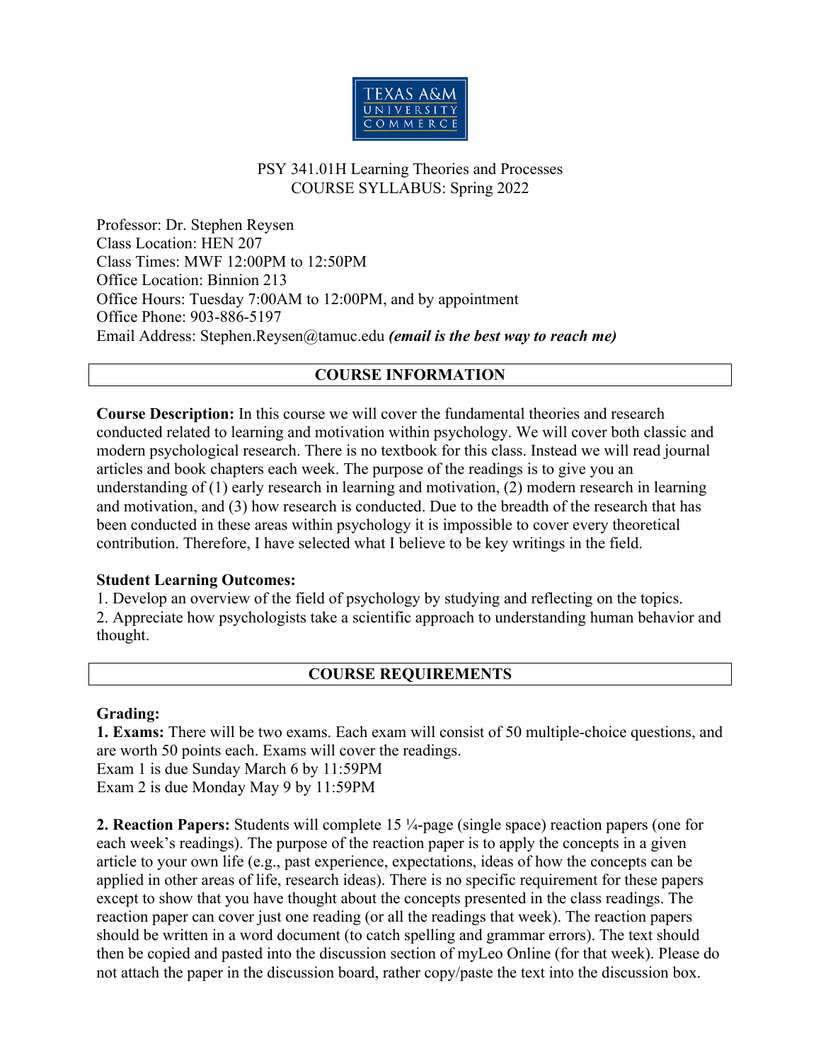PSY 341.01H Learning Theories and Processes
COURSE SYLLABUS: Spring 2022

Professor: Dr. Stephen Reysen
Class Location: HEN 207
Class Times: MWF 12:00PM to 12:50PM
Office Location: Binnion 213
Office Hours: Tuesday 7:00AM to 12:00PM, and by appointment
Office Phone: 903-886-5197
Email Address: Stephen.Reysen@tamuc.edu ***(email is the best way to reach me)***

## COURSE INFORMATION

**Course Description:** In this course we will cover the fundamental theories and research conducted related to learning and motivation within psychology. We will cover both classic and modern psychological research. There is no textbook for this class. Instead we will read journal articles and book chapters each week. The purpose of the readings is to give you an understanding of (1) early research in learning and motivation, (2) modern research in learning and motivation, and (3) how research is conducted. Due to the breadth of the research that has been conducted in these areas within psychology it is impossible to cover every theoretical contribution. Therefore, I have selected what I believe to be key writings in the field.

**Student Learning Outcomes:**
1. Develop an overview of the field of psychology by studying and reflecting on the topics.
2. Appreciate how psychologists take a scientific approach to understanding human behavior and thought.

## COURSE REQUIREMENTS

**Grading:**

**1. Exams:** There will be two exams. Each exam will consist of 50 multiple-choice questions, and are worth 50 points each. Exams will cover the readings.
Exam 1 is due Sunday March 6 by 11:59PM
Exam 2 is due Monday May 9 by 11:59PM

**2. Reaction Papers:** Students will complete 15 ¼-page (single space) reaction papers (one for each week's readings). The purpose of the reaction paper is to apply the concepts in a given article to your own life (e.g., past experience, expectations, ideas of how the concepts can be applied in other areas of life, research ideas). There is no specific requirement for these papers except to show that you have thought about the concepts presented in the class readings. The reaction paper can cover just one reading (or all the readings that week). The reaction papers should be written in a word document (to catch spelling and grammar errors). The text should then be copied and pasted into the discussion section of myLeo Online (for that week). Please do not attach the paper in the discussion board, rather copy/paste the text into the discussion box.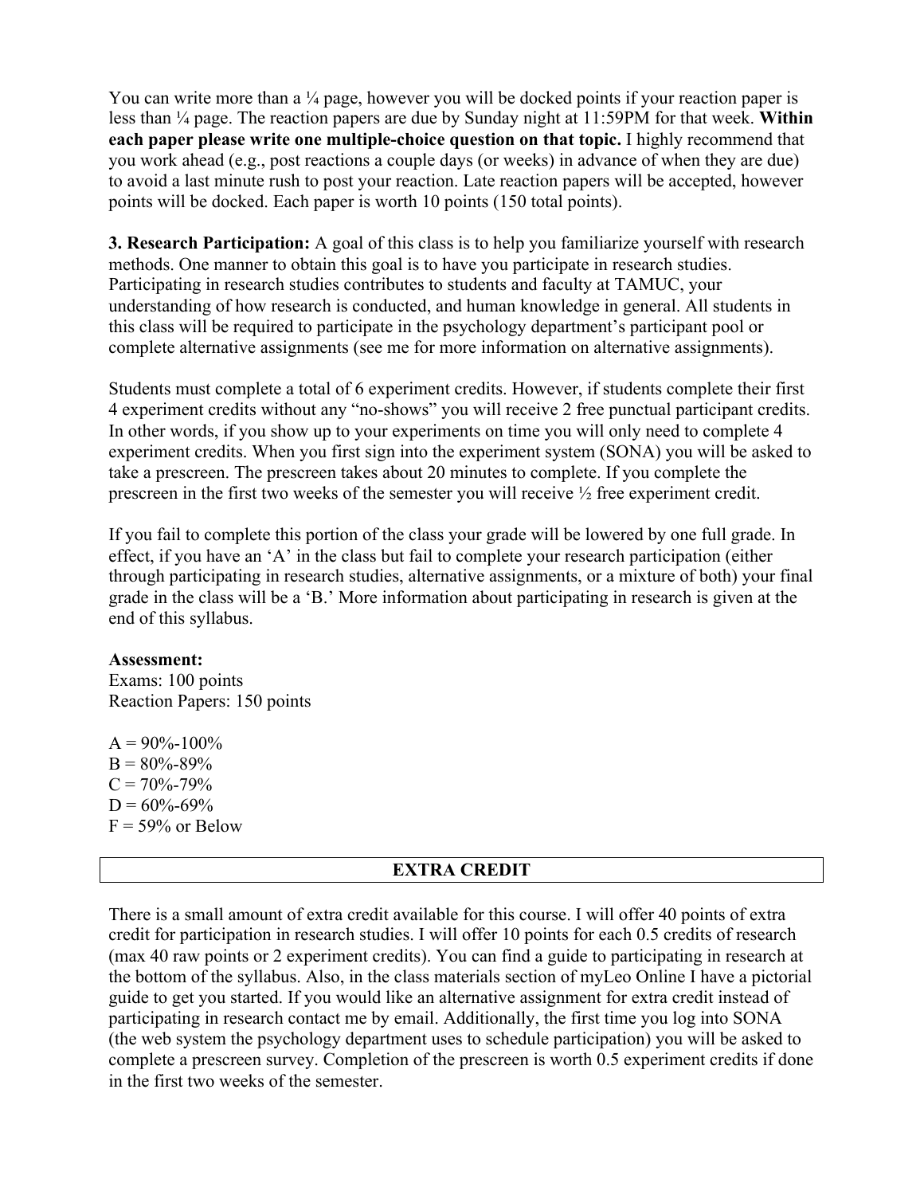You can write more than a ¼ page, however you will be docked points if your reaction paper is less than ¼ page. The reaction papers are due by Sunday night at 11:59PM for that week. **Within each paper please write one multiple-choice question on that topic.** I highly recommend that you work ahead (e.g., post reactions a couple days (or weeks) in advance of when they are due) to avoid a last minute rush to post your reaction. Late reaction papers will be accepted, however points will be docked. Each paper is worth 10 points (150 total points).

**3. Research Participation:** A goal of this class is to help you familiarize yourself with research methods. One manner to obtain this goal is to have you participate in research studies. Participating in research studies contributes to students and faculty at TAMUC, your understanding of how research is conducted, and human knowledge in general. All students in this class will be required to participate in the psychology department's participant pool or complete alternative assignments (see me for more information on alternative assignments).

Students must complete a total of 6 experiment credits. However, if students complete their first 4 experiment credits without any "no-shows" you will receive 2 free punctual participant credits. In other words, if you show up to your experiments on time you will only need to complete 4 experiment credits. When you first sign into the experiment system (SONA) you will be asked to take a prescreen. The prescreen takes about 20 minutes to complete. If you complete the prescreen in the first two weeks of the semester you will receive ½ free experiment credit.

If you fail to complete this portion of the class your grade will be lowered by one full grade. In effect, if you have an 'A' in the class but fail to complete your research participation (either through participating in research studies, alternative assignments, or a mixture of both) your final grade in the class will be a 'B.' More information about participating in research is given at the end of this syllabus.

**Assessment:**
Exams: 100 points
Reaction Papers: 150 points

A = 90%-100%
B = 80%-89%
C = 70%-79%
D = 60%-69%
F = 59% or Below

## EXTRA CREDIT

There is a small amount of extra credit available for this course. I will offer 40 points of extra credit for participation in research studies. I will offer 10 points for each 0.5 credits of research (max 40 raw points or 2 experiment credits). You can find a guide to participating in research at the bottom of the syllabus. Also, in the class materials section of myLeo Online I have a pictorial guide to get you started. If you would like an alternative assignment for extra credit instead of participating in research contact me by email. Additionally, the first time you log into SONA (the web system the psychology department uses to schedule participation) you will be asked to complete a prescreen survey. Completion of the prescreen is worth 0.5 experiment credits if done in the first two weeks of the semester.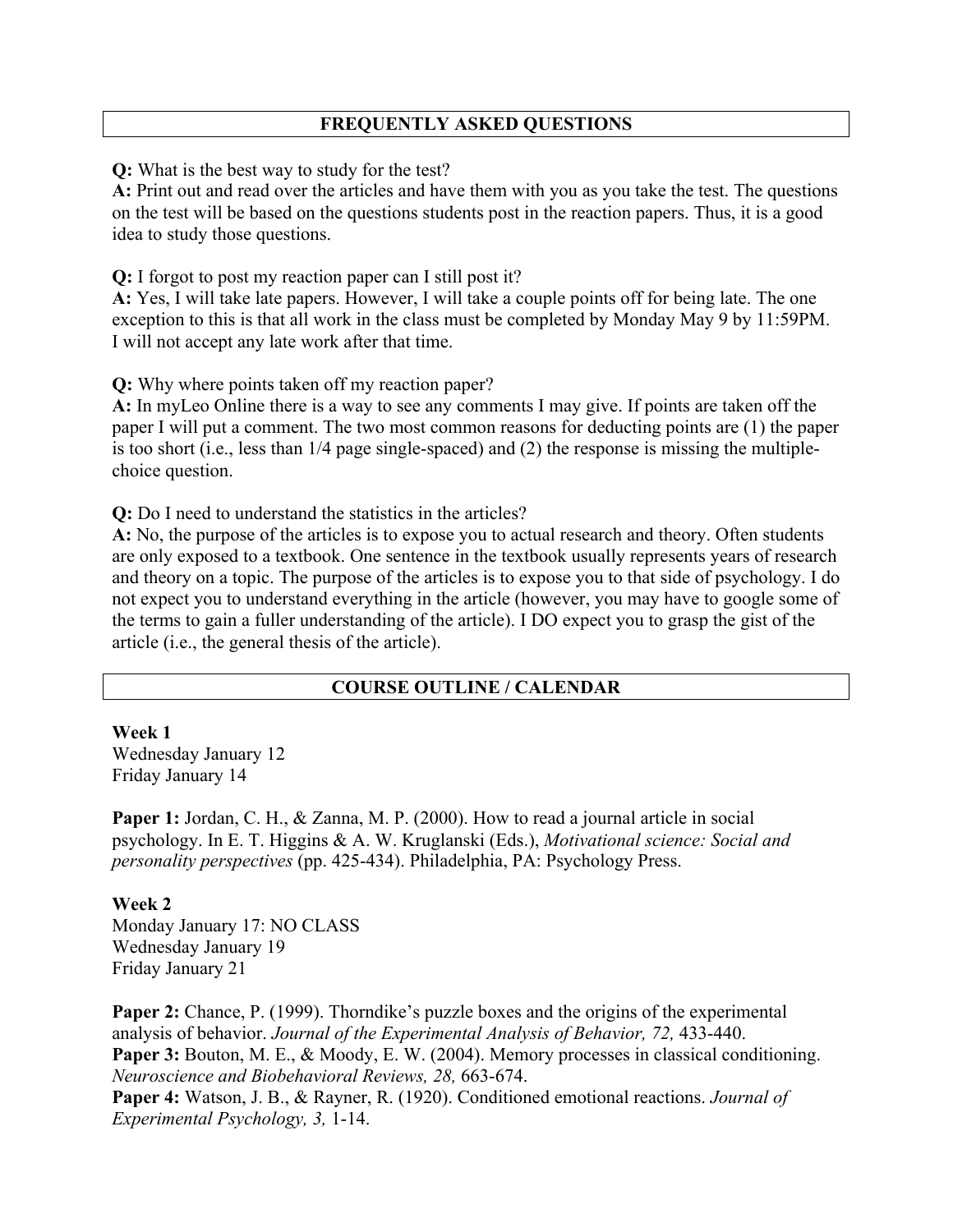## FREQUENTLY ASKED QUESTIONS

**Q:** What is the best way to study for the test?
**A:** Print out and read over the articles and have them with you as you take the test. The questions on the test will be based on the questions students post in the reaction papers. Thus, it is a good idea to study those questions.

**Q:** I forgot to post my reaction paper can I still post it?
**A:** Yes, I will take late papers. However, I will take a couple points off for being late. The one exception to this is that all work in the class must be completed by Monday May 9 by 11:59PM. I will not accept any late work after that time.

**Q:** Why where points taken off my reaction paper?
**A:** In myLeo Online there is a way to see any comments I may give. If points are taken off the paper I will put a comment. The two most common reasons for deducting points are (1) the paper is too short (i.e., less than 1/4 page single-spaced) and (2) the response is missing the multiple-choice question.

**Q:** Do I need to understand the statistics in the articles?
**A:** No, the purpose of the articles is to expose you to actual research and theory. Often students are only exposed to a textbook. One sentence in the textbook usually represents years of research and theory on a topic. The purpose of the articles is to expose you to that side of psychology. I do not expect you to understand everything in the article (however, you may have to google some of the terms to gain a fuller understanding of the article). I DO expect you to grasp the gist of the article (i.e., the general thesis of the article).

## COURSE OUTLINE / CALENDAR

**Week 1**
Wednesday January 12
Friday January 14

**Paper 1:** Jordan, C. H., & Zanna, M. P. (2000). How to read a journal article in social psychology. In E. T. Higgins & A. W. Kruglanski (Eds.), *Motivational science: Social and personality perspectives* (pp. 425-434). Philadelphia, PA: Psychology Press.

**Week 2**
Monday January 17: NO CLASS
Wednesday January 19
Friday January 21

**Paper 2:** Chance, P. (1999). Thorndike's puzzle boxes and the origins of the experimental analysis of behavior. *Journal of the Experimental Analysis of Behavior, 72,* 433-440.
**Paper 3:** Bouton, M. E., & Moody, E. W. (2004). Memory processes in classical conditioning. *Neuroscience and Biobehavioral Reviews, 28,* 663-674.
**Paper 4:** Watson, J. B., & Rayner, R. (1920). Conditioned emotional reactions. *Journal of Experimental Psychology, 3,* 1-14.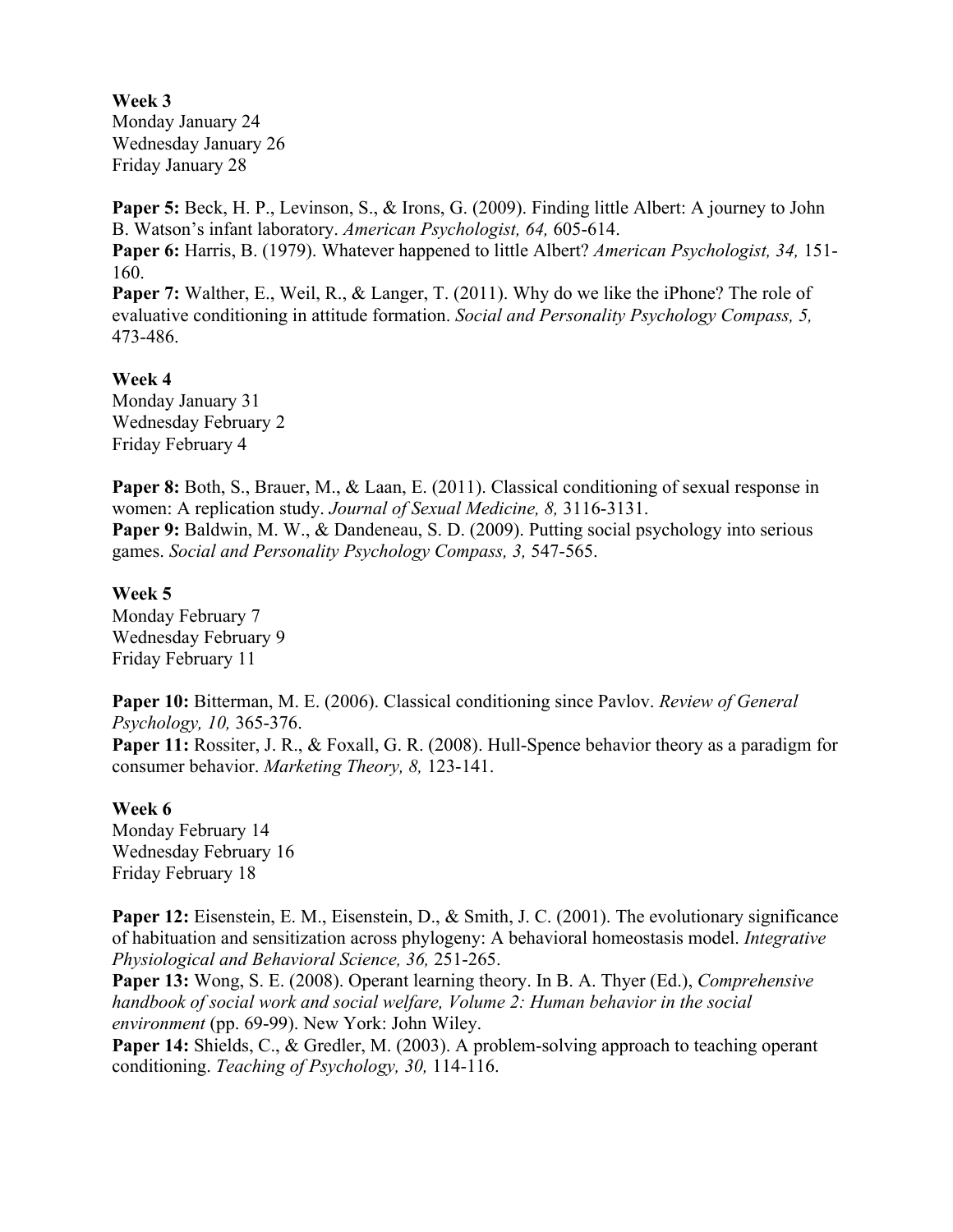**Week 3**
Monday January 24
Wednesday January 26
Friday January 28

**Paper 5:** Beck, H. P., Levinson, S., & Irons, G. (2009). Finding little Albert: A journey to John B. Watson's infant laboratory. *American Psychologist, 64,* 605-614.
**Paper 6:** Harris, B. (1979). Whatever happened to little Albert? *American Psychologist, 34,* 151-160.
**Paper 7:** Walther, E., Weil, R., & Langer, T. (2011). Why do we like the iPhone? The role of evaluative conditioning in attitude formation. *Social and Personality Psychology Compass, 5,* 473-486.

**Week 4**
Monday January 31
Wednesday February 2
Friday February 4

**Paper 8:** Both, S., Brauer, M., & Laan, E. (2011). Classical conditioning of sexual response in women: A replication study. *Journal of Sexual Medicine, 8,* 3116-3131.
**Paper 9:** Baldwin, M. W., & Dandeneau, S. D. (2009). Putting social psychology into serious games. *Social and Personality Psychology Compass, 3,* 547-565.

**Week 5**
Monday February 7
Wednesday February 9
Friday February 11

**Paper 10:** Bitterman, M. E. (2006). Classical conditioning since Pavlov. *Review of General Psychology, 10,* 365-376.
**Paper 11:** Rossiter, J. R., & Foxall, G. R. (2008). Hull-Spence behavior theory as a paradigm for consumer behavior. *Marketing Theory, 8,* 123-141.

**Week 6**
Monday February 14
Wednesday February 16
Friday February 18

**Paper 12:** Eisenstein, E. M., Eisenstein, D., & Smith, J. C. (2001). The evolutionary significance of habituation and sensitization across phylogeny: A behavioral homeostasis model. *Integrative Physiological and Behavioral Science, 36,* 251-265.
**Paper 13:** Wong, S. E. (2008). Operant learning theory. In B. A. Thyer (Ed.), *Comprehensive handbook of social work and social welfare, Volume 2: Human behavior in the social environment* (pp. 69-99). New York: John Wiley.
**Paper 14:** Shields, C., & Gredler, M. (2003). A problem-solving approach to teaching operant conditioning. *Teaching of Psychology, 30,* 114-116.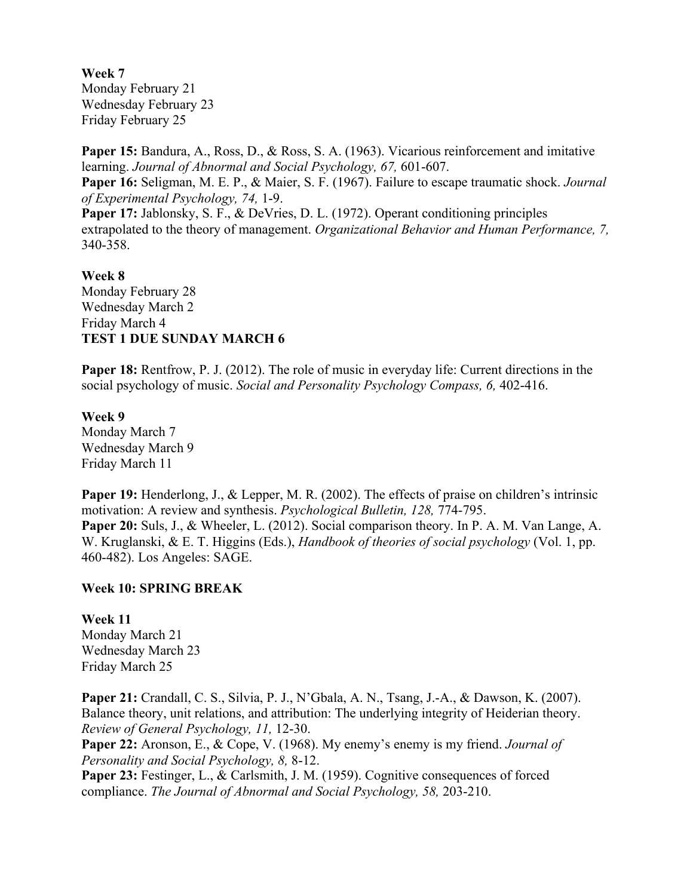**Week 7**
Monday February 21
Wednesday February 23
Friday February 25

**Paper 15:** Bandura, A., Ross, D., & Ross, S. A. (1963). Vicarious reinforcement and imitative learning. *Journal of Abnormal and Social Psychology, 67,* 601-607.
**Paper 16:** Seligman, M. E. P., & Maier, S. F. (1967). Failure to escape traumatic shock. *Journal of Experimental Psychology, 74,* 1-9.
**Paper 17:** Jablonsky, S. F., & DeVries, D. L. (1972). Operant conditioning principles extrapolated to the theory of management. *Organizational Behavior and Human Performance, 7,* 340-358.

**Week 8**
Monday February 28
Wednesday March 2
Friday March 4
**TEST 1 DUE SUNDAY MARCH 6**

**Paper 18:** Rentfrow, P. J. (2012). The role of music in everyday life: Current directions in the social psychology of music. *Social and Personality Psychology Compass, 6,* 402-416.

**Week 9**
Monday March 7
Wednesday March 9
Friday March 11

**Paper 19:** Henderlong, J., & Lepper, M. R. (2002). The effects of praise on children's intrinsic motivation: A review and synthesis. *Psychological Bulletin, 128,* 774-795.
**Paper 20:** Suls, J., & Wheeler, L. (2012). Social comparison theory. In P. A. M. Van Lange, A. W. Kruglanski, & E. T. Higgins (Eds.), *Handbook of theories of social psychology* (Vol. 1, pp. 460-482). Los Angeles: SAGE.

**Week 10: SPRING BREAK**

**Week 11**
Monday March 21
Wednesday March 23
Friday March 25

**Paper 21:** Crandall, C. S., Silvia, P. J., N'Gbala, A. N., Tsang, J.-A., & Dawson, K. (2007). Balance theory, unit relations, and attribution: The underlying integrity of Heiderian theory. *Review of General Psychology, 11,* 12-30.
**Paper 22:** Aronson, E., & Cope, V. (1968). My enemy's enemy is my friend. *Journal of Personality and Social Psychology, 8,* 8-12.
**Paper 23:** Festinger, L., & Carlsmith, J. M. (1959). Cognitive consequences of forced compliance. *The Journal of Abnormal and Social Psychology, 58,* 203-210.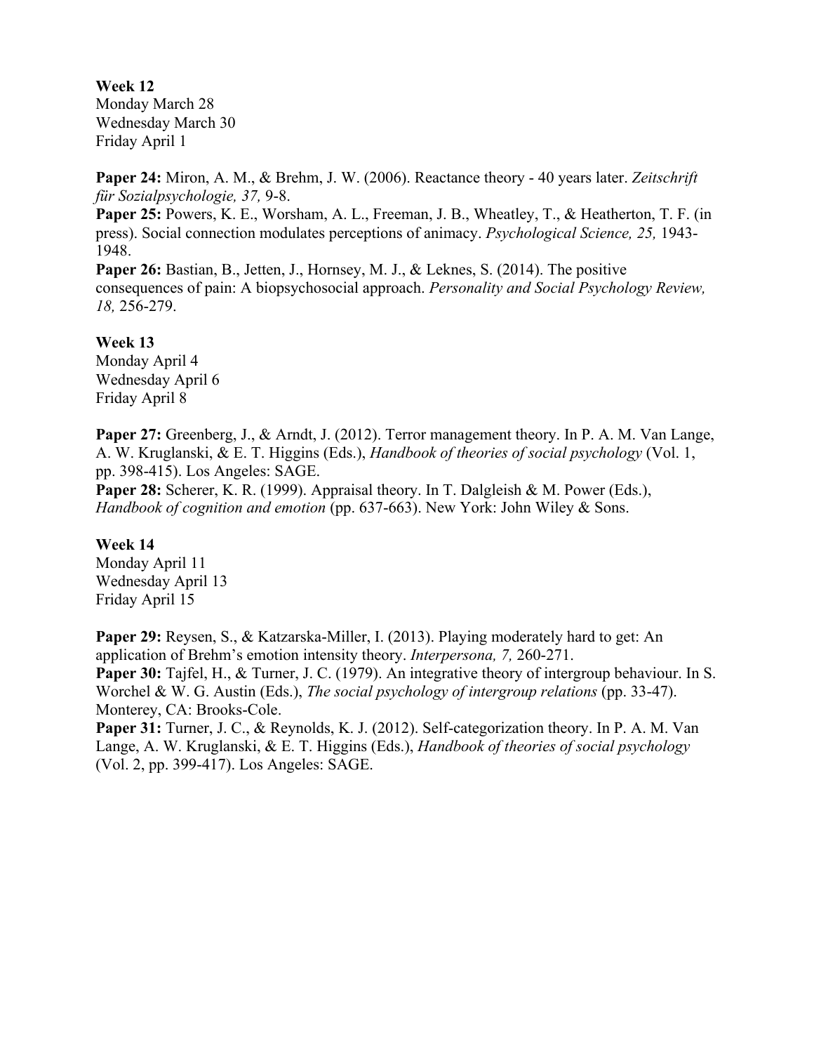**Week 12**
Monday March 28
Wednesday March 30
Friday April 1

**Paper 24:** Miron, A. M., & Brehm, J. W. (2006). Reactance theory - 40 years later. *Zeitschrift für Sozialpsychologie, 37,* 9-8.
**Paper 25:** Powers, K. E., Worsham, A. L., Freeman, J. B., Wheatley, T., & Heatherton, T. F. (in press). Social connection modulates perceptions of animacy. *Psychological Science, 25,* 1943-1948.
**Paper 26:** Bastian, B., Jetten, J., Hornsey, M. J., & Leknes, S. (2014). The positive consequences of pain: A biopsychosocial approach. *Personality and Social Psychology Review, 18,* 256-279.

**Week 13**
Monday April 4
Wednesday April 6
Friday April 8

**Paper 27:** Greenberg, J., & Arndt, J. (2012). Terror management theory. In P. A. M. Van Lange, A. W. Kruglanski, & E. T. Higgins (Eds.), *Handbook of theories of social psychology* (Vol. 1, pp. 398-415). Los Angeles: SAGE.
**Paper 28:** Scherer, K. R. (1999). Appraisal theory. In T. Dalgleish & M. Power (Eds.), *Handbook of cognition and emotion* (pp. 637-663). New York: John Wiley & Sons.

**Week 14**
Monday April 11
Wednesday April 13
Friday April 15

**Paper 29:** Reysen, S., & Katzarska-Miller, I. (2013). Playing moderately hard to get: An application of Brehm's emotion intensity theory. *Interpersona, 7,* 260-271.
**Paper 30:** Tajfel, H., & Turner, J. C. (1979). An integrative theory of intergroup behaviour. In S. Worchel & W. G. Austin (Eds.), *The social psychology of intergroup relations* (pp. 33-47). Monterey, CA: Brooks-Cole.
**Paper 31:** Turner, J. C., & Reynolds, K. J. (2012). Self-categorization theory. In P. A. M. Van Lange, A. W. Kruglanski, & E. T. Higgins (Eds.), *Handbook of theories of social psychology* (Vol. 2, pp. 399-417). Los Angeles: SAGE.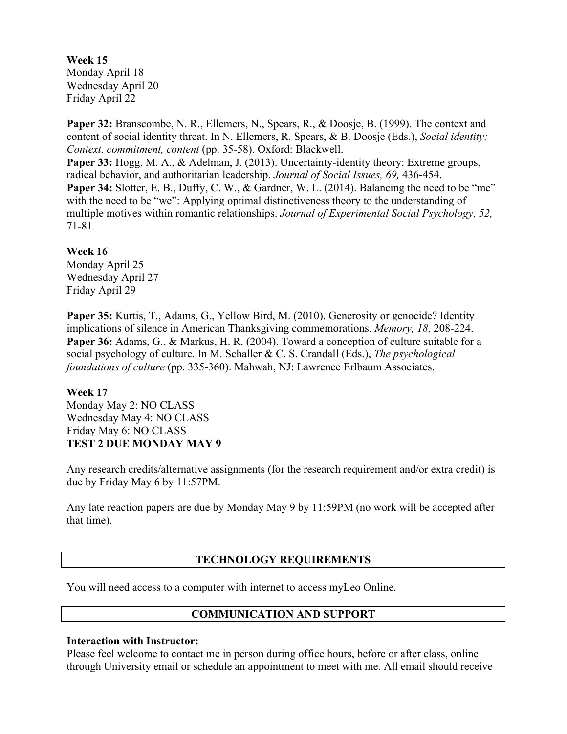**Week 15**
Monday April 18
Wednesday April 20
Friday April 22

**Paper 32:** Branscombe, N. R., Ellemers, N., Spears, R., & Doosje, B. (1999). The context and content of social identity threat. In N. Ellemers, R. Spears, & B. Doosje (Eds.), *Social identity: Context, commitment, content* (pp. 35-58). Oxford: Blackwell.
**Paper 33:** Hogg, M. A., & Adelman, J. (2013). Uncertainty-identity theory: Extreme groups, radical behavior, and authoritarian leadership. *Journal of Social Issues, 69,* 436-454.
**Paper 34:** Slotter, E. B., Duffy, C. W., & Gardner, W. L. (2014). Balancing the need to be "me" with the need to be "we": Applying optimal distinctiveness theory to the understanding of multiple motives within romantic relationships. *Journal of Experimental Social Psychology, 52,* 71-81.

**Week 16**
Monday April 25
Wednesday April 27
Friday April 29

**Paper 35:** Kurtis, T., Adams, G., Yellow Bird, M. (2010). Generosity or genocide? Identity implications of silence in American Thanksgiving commemorations. *Memory, 18,* 208-224.
**Paper 36:** Adams, G., & Markus, H. R. (2004). Toward a conception of culture suitable for a social psychology of culture. In M. Schaller & C. S. Crandall (Eds.), *The psychological foundations of culture* (pp. 335-360). Mahwah, NJ: Lawrence Erlbaum Associates.

**Week 17**
Monday May 2: NO CLASS
Wednesday May 4: NO CLASS
Friday May 6: NO CLASS
**TEST 2 DUE MONDAY MAY 9**

Any research credits/alternative assignments (for the research requirement and/or extra credit) is due by Friday May 6 by 11:57PM.

Any late reaction papers are due by Monday May 9 by 11:59PM (no work will be accepted after that time).

## TECHNOLOGY REQUIREMENTS

You will need access to a computer with internet to access myLeo Online.

## COMMUNICATION AND SUPPORT

**Interaction with Instructor:**
Please feel welcome to contact me in person during office hours, before or after class, online through University email or schedule an appointment to meet with me. All email should receive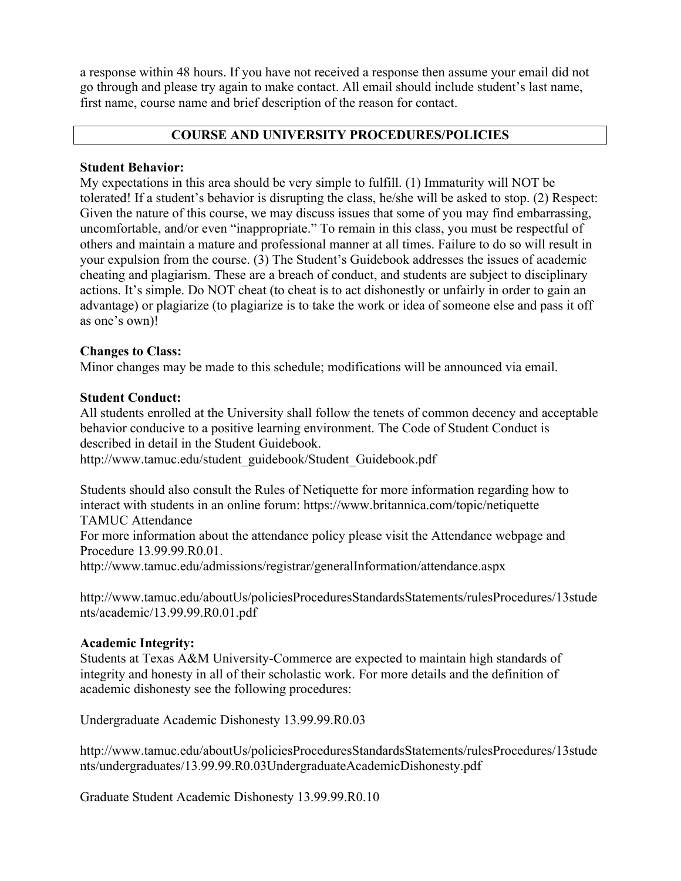a response within 48 hours. If you have not received a response then assume your email did not go through and please try again to make contact. All email should include student's last name, first name, course name and brief description of the reason for contact.

## COURSE AND UNIVERSITY PROCEDURES/POLICIES

**Student Behavior:**
My expectations in this area should be very simple to fulfill. (1) Immaturity will NOT be tolerated! If a student's behavior is disrupting the class, he/she will be asked to stop. (2) Respect: Given the nature of this course, we may discuss issues that some of you may find embarrassing, uncomfortable, and/or even "inappropriate." To remain in this class, you must be respectful of others and maintain a mature and professional manner at all times. Failure to do so will result in your expulsion from the course. (3) The Student's Guidebook addresses the issues of academic cheating and plagiarism. These are a breach of conduct, and students are subject to disciplinary actions. It's simple. Do NOT cheat (to cheat is to act dishonestly or unfairly in order to gain an advantage) or plagiarize (to plagiarize is to take the work or idea of someone else and pass it off as one's own)!

**Changes to Class:**
Minor changes may be made to this schedule; modifications will be announced via email.

**Student Conduct:**
All students enrolled at the University shall follow the tenets of common decency and acceptable behavior conducive to a positive learning environment. The Code of Student Conduct is described in detail in the Student Guidebook.
http://www.tamuc.edu/student_guidebook/Student_Guidebook.pdf

Students should also consult the Rules of Netiquette for more information regarding how to interact with students in an online forum: https://www.britannica.com/topic/netiquette
TAMUC Attendance
For more information about the attendance policy please visit the Attendance webpage and Procedure 13.99.99.R0.01.
http://www.tamuc.edu/admissions/registrar/generalInformation/attendance.aspx

http://www.tamuc.edu/aboutUs/policiesProceduresStandardsStatements/rulesProcedures/13students/academic/13.99.99.R0.01.pdf

**Academic Integrity:**
Students at Texas A&M University-Commerce are expected to maintain high standards of integrity and honesty in all of their scholastic work. For more details and the definition of academic dishonesty see the following procedures:

Undergraduate Academic Dishonesty 13.99.99.R0.03

http://www.tamuc.edu/aboutUs/policiesProceduresStandardsStatements/rulesProcedures/13students/undergraduates/13.99.99.R0.03UndergraduateAcademicDishonesty.pdf

Graduate Student Academic Dishonesty 13.99.99.R0.10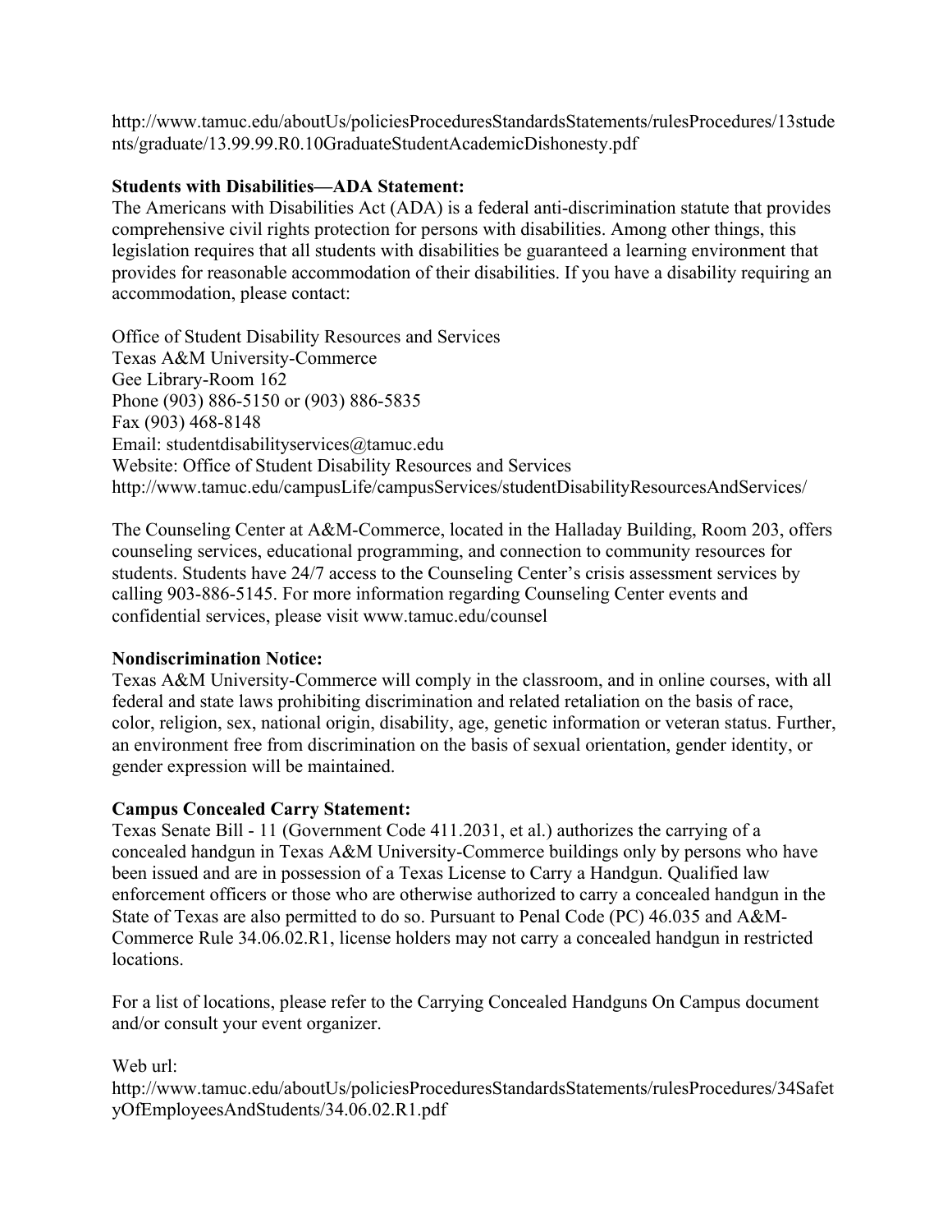http://www.tamuc.edu/aboutUs/policiesProceduresStandardsStatements/rulesProcedures/13students/graduate/13.99.99.R0.10GraduateStudentAcademicDishonesty.pdf

**Students with Disabilities—ADA Statement:**
The Americans with Disabilities Act (ADA) is a federal anti-discrimination statute that provides comprehensive civil rights protection for persons with disabilities. Among other things, this legislation requires that all students with disabilities be guaranteed a learning environment that provides for reasonable accommodation of their disabilities. If you have a disability requiring an accommodation, please contact:

Office of Student Disability Resources and Services
Texas A&M University-Commerce
Gee Library-Room 162
Phone (903) 886-5150 or (903) 886-5835
Fax (903) 468-8148
Email: studentdisabilityservices@tamuc.edu
Website: Office of Student Disability Resources and Services
http://www.tamuc.edu/campusLife/campusServices/studentDisabilityResourcesAndServices/

The Counseling Center at A&M-Commerce, located in the Halladay Building, Room 203, offers counseling services, educational programming, and connection to community resources for students. Students have 24/7 access to the Counseling Center's crisis assessment services by calling 903-886-5145. For more information regarding Counseling Center events and confidential services, please visit www.tamuc.edu/counsel

**Nondiscrimination Notice:**
Texas A&M University-Commerce will comply in the classroom, and in online courses, with all federal and state laws prohibiting discrimination and related retaliation on the basis of race, color, religion, sex, national origin, disability, age, genetic information or veteran status. Further, an environment free from discrimination on the basis of sexual orientation, gender identity, or gender expression will be maintained.

**Campus Concealed Carry Statement:**
Texas Senate Bill - 11 (Government Code 411.2031, et al.) authorizes the carrying of a concealed handgun in Texas A&M University-Commerce buildings only by persons who have been issued and are in possession of a Texas License to Carry a Handgun. Qualified law enforcement officers or those who are otherwise authorized to carry a concealed handgun in the State of Texas are also permitted to do so. Pursuant to Penal Code (PC) 46.035 and A&M-Commerce Rule 34.06.02.R1, license holders may not carry a concealed handgun in restricted locations.

For a list of locations, please refer to the Carrying Concealed Handguns On Campus document and/or consult your event organizer.

Web url:
http://www.tamuc.edu/aboutUs/policiesProceduresStandardsStatements/rulesProcedures/34SafetyOfEmployeesAndStudents/34.06.02.R1.pdf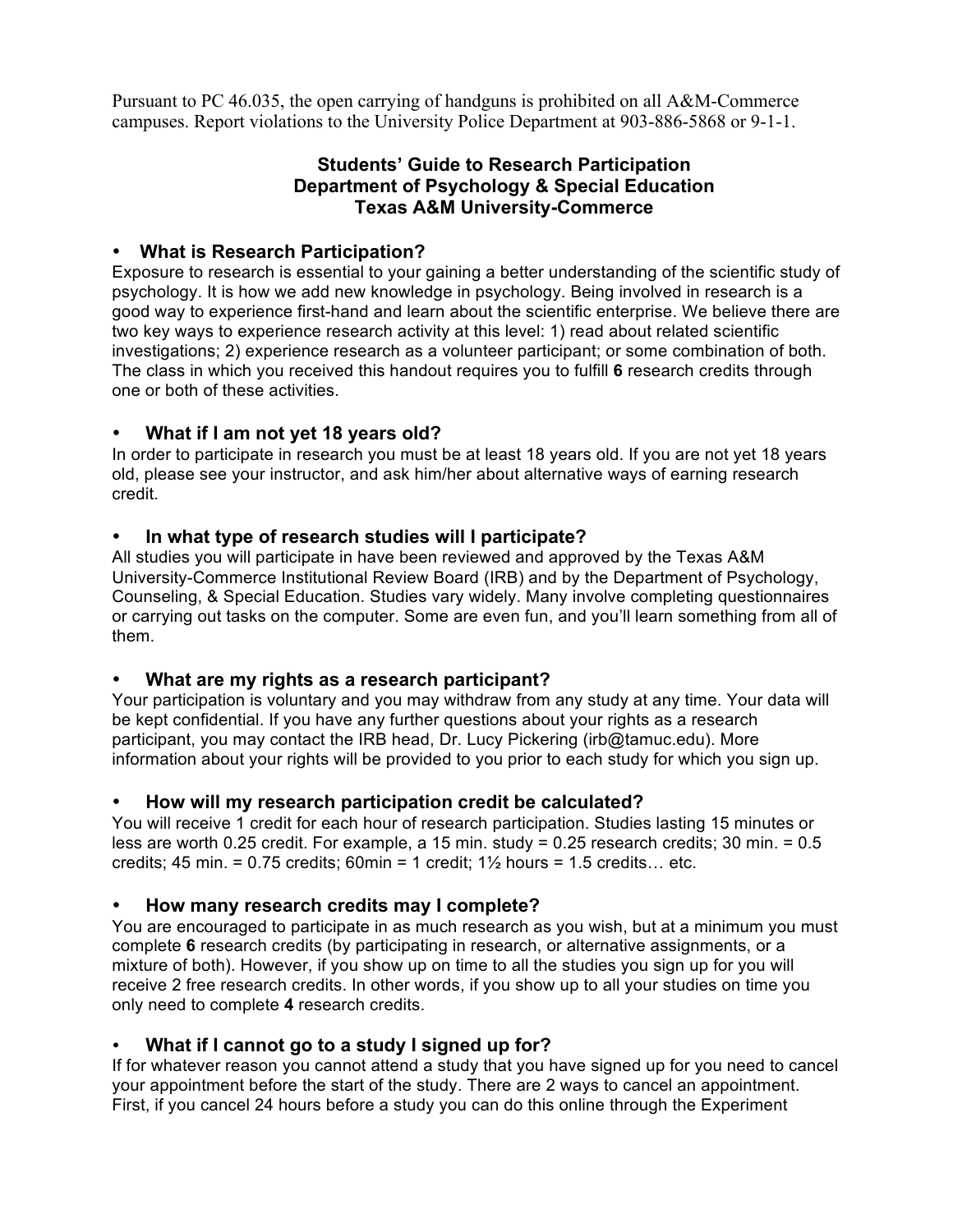Pursuant to PC 46.035, the open carrying of handguns is prohibited on all A&M-Commerce campuses. Report violations to the University Police Department at 903-886-5868 or 9-1-1.

## Students' Guide to Research Participation
## Department of Psychology & Special Education
## Texas A&M University-Commerce

### • What is Research Participation?

Exposure to research is essential to your gaining a better understanding of the scientific study of psychology. It is how we add new knowledge in psychology. Being involved in research is a good way to experience first-hand and learn about the scientific enterprise. We believe there are two key ways to experience research activity at this level: 1) read about related scientific investigations; 2) experience research as a volunteer participant; or some combination of both. The class in which you received this handout requires you to fulfill **6** research credits through one or both of these activities.

### • What if I am not yet 18 years old?

In order to participate in research you must be at least 18 years old. If you are not yet 18 years old, please see your instructor, and ask him/her about alternative ways of earning research credit.

### • In what type of research studies will I participate?

All studies you will participate in have been reviewed and approved by the Texas A&M University-Commerce Institutional Review Board (IRB) and by the Department of Psychology, Counseling, & Special Education. Studies vary widely. Many involve completing questionnaires or carrying out tasks on the computer. Some are even fun, and you'll learn something from all of them.

### • What are my rights as a research participant?

Your participation is voluntary and you may withdraw from any study at any time. Your data will be kept confidential. If you have any further questions about your rights as a research participant, you may contact the IRB head, Dr. Lucy Pickering (irb@tamuc.edu). More information about your rights will be provided to you prior to each study for which you sign up.

### • How will my research participation credit be calculated?

You will receive 1 credit for each hour of research participation. Studies lasting 15 minutes or less are worth 0.25 credit. For example, a 15 min. study = 0.25 research credits; 30 min. = 0.5 credits; 45 min. = 0.75 credits; 60min = 1 credit; 1½ hours = 1.5 credits… etc.

### • How many research credits may I complete?

You are encouraged to participate in as much research as you wish, but at a minimum you must complete **6** research credits (by participating in research, or alternative assignments, or a mixture of both). However, if you show up on time to all the studies you sign up for you will receive 2 free research credits. In other words, if you show up to all your studies on time you only need to complete **4** research credits.

### • What if I cannot go to a study I signed up for?

If for whatever reason you cannot attend a study that you have signed up for you need to cancel your appointment before the start of the study. There are 2 ways to cancel an appointment. First, if you cancel 24 hours before a study you can do this online through the Experiment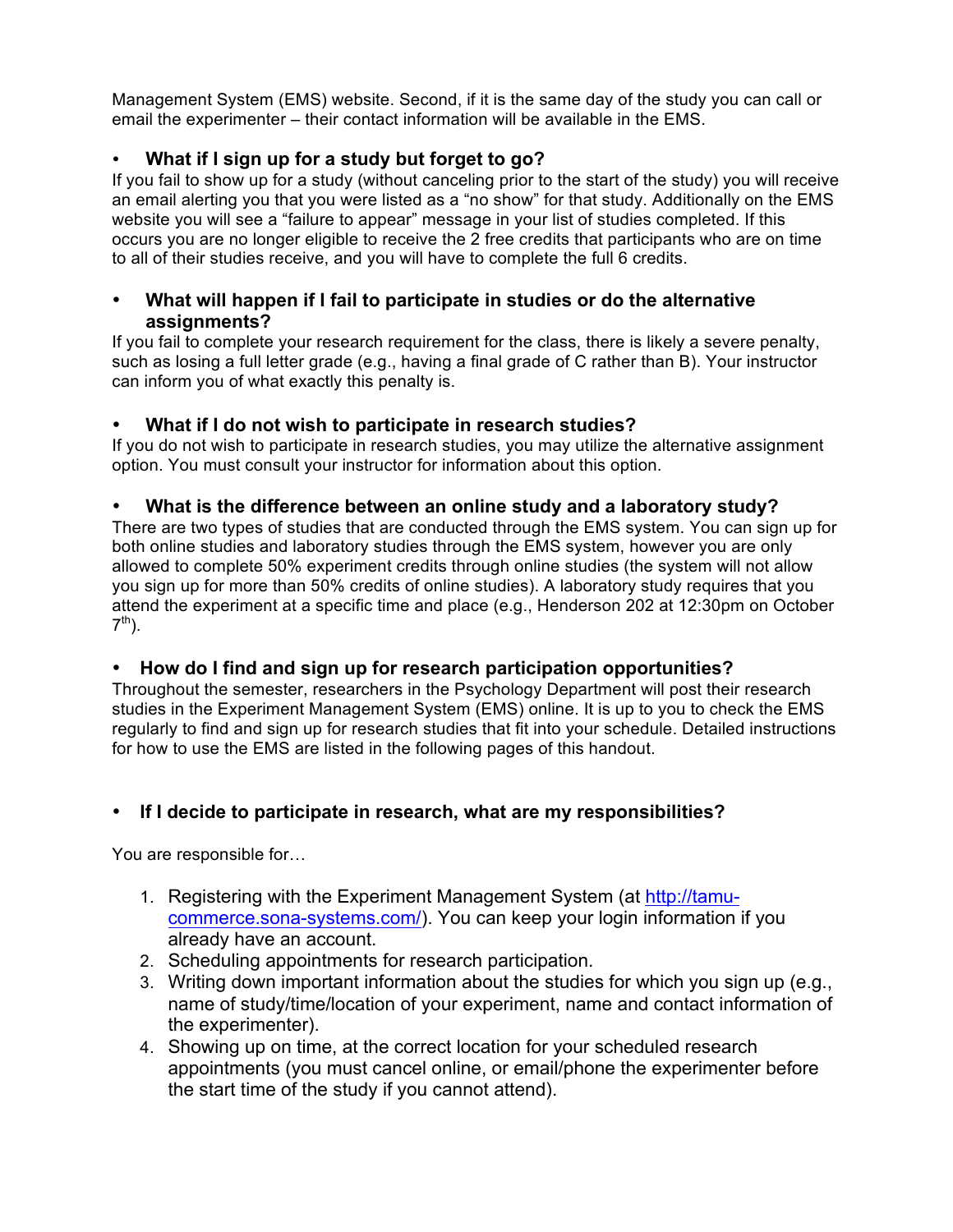Management System (EMS) website. Second, if it is the same day of the study you can call or email the experimenter – their contact information will be available in the EMS.

- **What if I sign up for a study but forget to go?**

If you fail to show up for a study (without canceling prior to the start of the study) you will receive an email alerting you that you were listed as a "no show" for that study. Additionally on the EMS website you will see a "failure to appear" message in your list of studies completed. If this occurs you are no longer eligible to receive the 2 free credits that participants who are on time to all of their studies receive, and you will have to complete the full 6 credits.

- **What will happen if I fail to participate in studies or do the alternative assignments?**

If you fail to complete your research requirement for the class, there is likely a severe penalty, such as losing a full letter grade (e.g., having a final grade of C rather than B). Your instructor can inform you of what exactly this penalty is.

- **What if I do not wish to participate in research studies?**

If you do not wish to participate in research studies, you may utilize the alternative assignment option. You must consult your instructor for information about this option.

- **What is the difference between an online study and a laboratory study?**

There are two types of studies that are conducted through the EMS system. You can sign up for both online studies and laboratory studies through the EMS system, however you are only allowed to complete 50% experiment credits through online studies (the system will not allow you sign up for more than 50% credits of online studies). A laboratory study requires that you attend the experiment at a specific time and place (e.g., Henderson 202 at 12:30pm on October 7th).

- **How do I find and sign up for research participation opportunities?**

Throughout the semester, researchers in the Psychology Department will post their research studies in the Experiment Management System (EMS) online. It is up to you to check the EMS regularly to find and sign up for research studies that fit into your schedule. Detailed instructions for how to use the EMS are listed in the following pages of this handout.

- **If I decide to participate in research, what are my responsibilities?**

You are responsible for…

1. Registering with the Experiment Management System (at [http://tamu-commerce.sona-systems.com/](http://tamu-commerce.sona-systems.com/)). You can keep your login information if you already have an account.
2. Scheduling appointments for research participation.
3. Writing down important information about the studies for which you sign up (e.g., name of study/time/location of your experiment, name and contact information of the experimenter).
4. Showing up on time, at the correct location for your scheduled research appointments (you must cancel online, or email/phone the experimenter before the start time of the study if you cannot attend).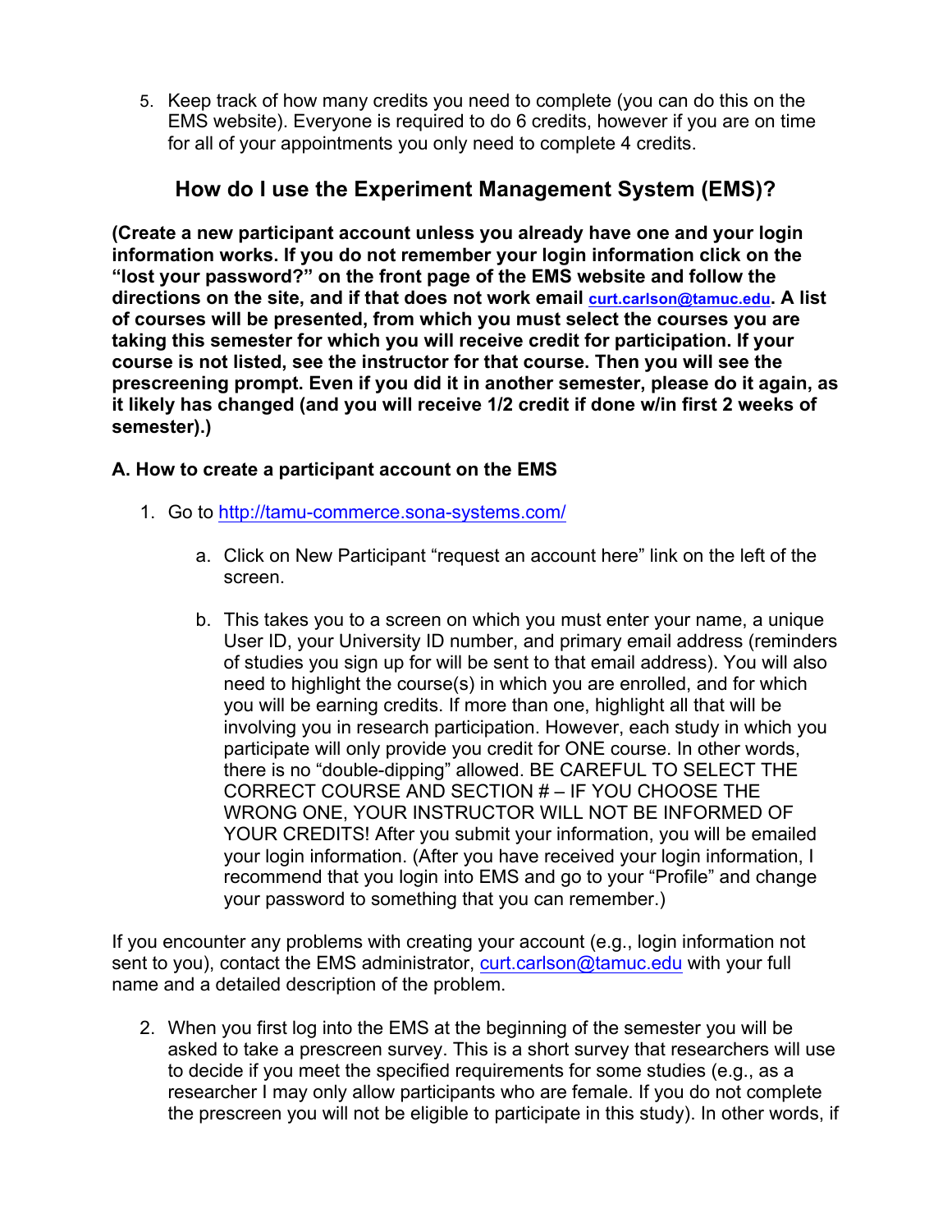5. Keep track of how many credits you need to complete (you can do this on the EMS website). Everyone is required to do 6 credits, however if you are on time for all of your appointments you only need to complete 4 credits.

## How do I use the Experiment Management System (EMS)?

**(Create a new participant account unless you already have one and your login information works. If you do not remember your login information click on the "lost your password?" on the front page of the EMS website and follow the directions on the site, and if that does not work email curt.carlson@tamuc.edu. A list of courses will be presented, from which you must select the courses you are taking this semester for which you will receive credit for participation. If your course is not listed, see the instructor for that course. Then you will see the prescreening prompt. Even if you did it in another semester, please do it again, as it likely has changed (and you will receive 1/2 credit if done w/in first 2 weeks of semester).)**

### A. How to create a participant account on the EMS

1. Go to http://tamu-commerce.sona-systems.com/

   a. Click on New Participant "request an account here" link on the left of the screen.

   b. This takes you to a screen on which you must enter your name, a unique User ID, your University ID number, and primary email address (reminders of studies you sign up for will be sent to that email address). You will also need to highlight the course(s) in which you are enrolled, and for which you will be earning credits. If more than one, highlight all that will be involving you in research participation. However, each study in which you participate will only provide you credit for ONE course. In other words, there is no "double-dipping" allowed. BE CAREFUL TO SELECT THE CORRECT COURSE AND SECTION # – IF YOU CHOOSE THE WRONG ONE, YOUR INSTRUCTOR WILL NOT BE INFORMED OF YOUR CREDITS! After you submit your information, you will be emailed your login information. (After you have received your login information, I recommend that you login into EMS and go to your "Profile" and change your password to something that you can remember.)

If you encounter any problems with creating your account (e.g., login information not sent to you), contact the EMS administrator, curt.carlson@tamuc.edu with your full name and a detailed description of the problem.

2. When you first log into the EMS at the beginning of the semester you will be asked to take a prescreen survey. This is a short survey that researchers will use to decide if you meet the specified requirements for some studies (e.g., as a researcher I may only allow participants who are female. If you do not complete the prescreen you will not be eligible to participate in this study). In other words, if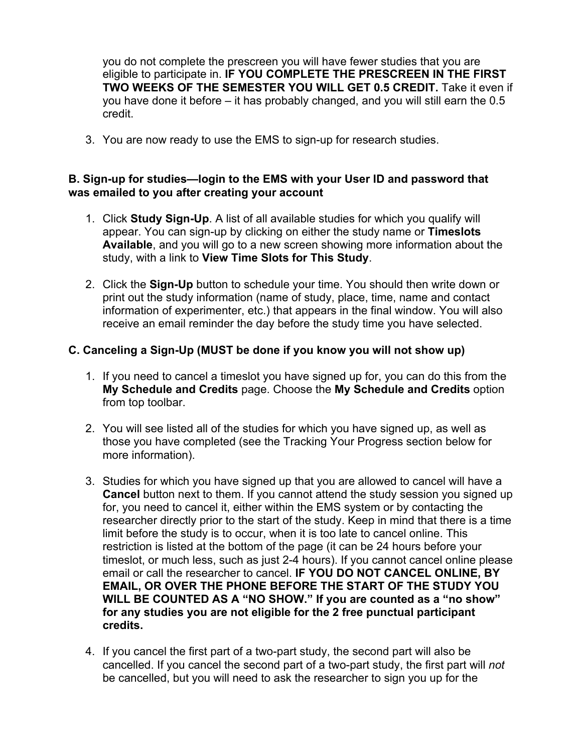you do not complete the prescreen you will have fewer studies that you are eligible to participate in. **IF YOU COMPLETE THE PRESCREEN IN THE FIRST TWO WEEKS OF THE SEMESTER YOU WILL GET 0.5 CREDIT.** Take it even if you have done it before – it has probably changed, and you will still earn the 0.5 credit.

3. You are now ready to use the EMS to sign-up for research studies.

**B. Sign-up for studies—login to the EMS with your User ID and password that was emailed to you after creating your account**

1. Click **Study Sign-Up**. A list of all available studies for which you qualify will appear. You can sign-up by clicking on either the study name or **Timeslots Available**, and you will go to a new screen showing more information about the study, with a link to **View Time Slots for This Study**.

2. Click the **Sign-Up** button to schedule your time. You should then write down or print out the study information (name of study, place, time, name and contact information of experimenter, etc.) that appears in the final window. You will also receive an email reminder the day before the study time you have selected.

**C. Canceling a Sign-Up (MUST be done if you know you will not show up)**

1. If you need to cancel a timeslot you have signed up for, you can do this from the **My Schedule and Credits** page. Choose the **My Schedule and Credits** option from top toolbar.

2. You will see listed all of the studies for which you have signed up, as well as those you have completed (see the Tracking Your Progress section below for more information).

3. Studies for which you have signed up that you are allowed to cancel will have a **Cancel** button next to them. If you cannot attend the study session you signed up for, you need to cancel it, either within the EMS system or by contacting the researcher directly prior to the start of the study. Keep in mind that there is a time limit before the study is to occur, when it is too late to cancel online. This restriction is listed at the bottom of the page (it can be 24 hours before your timeslot, or much less, such as just 2-4 hours). If you cannot cancel online please email or call the researcher to cancel. **IF YOU DO NOT CANCEL ONLINE, BY EMAIL, OR OVER THE PHONE BEFORE THE START OF THE STUDY YOU WILL BE COUNTED AS A "NO SHOW." If you are counted as a "no show" for any studies you are not eligible for the 2 free punctual participant credits.**

4. If you cancel the first part of a two-part study, the second part will also be cancelled. If you cancel the second part of a two-part study, the first part will *not* be cancelled, but you will need to ask the researcher to sign you up for the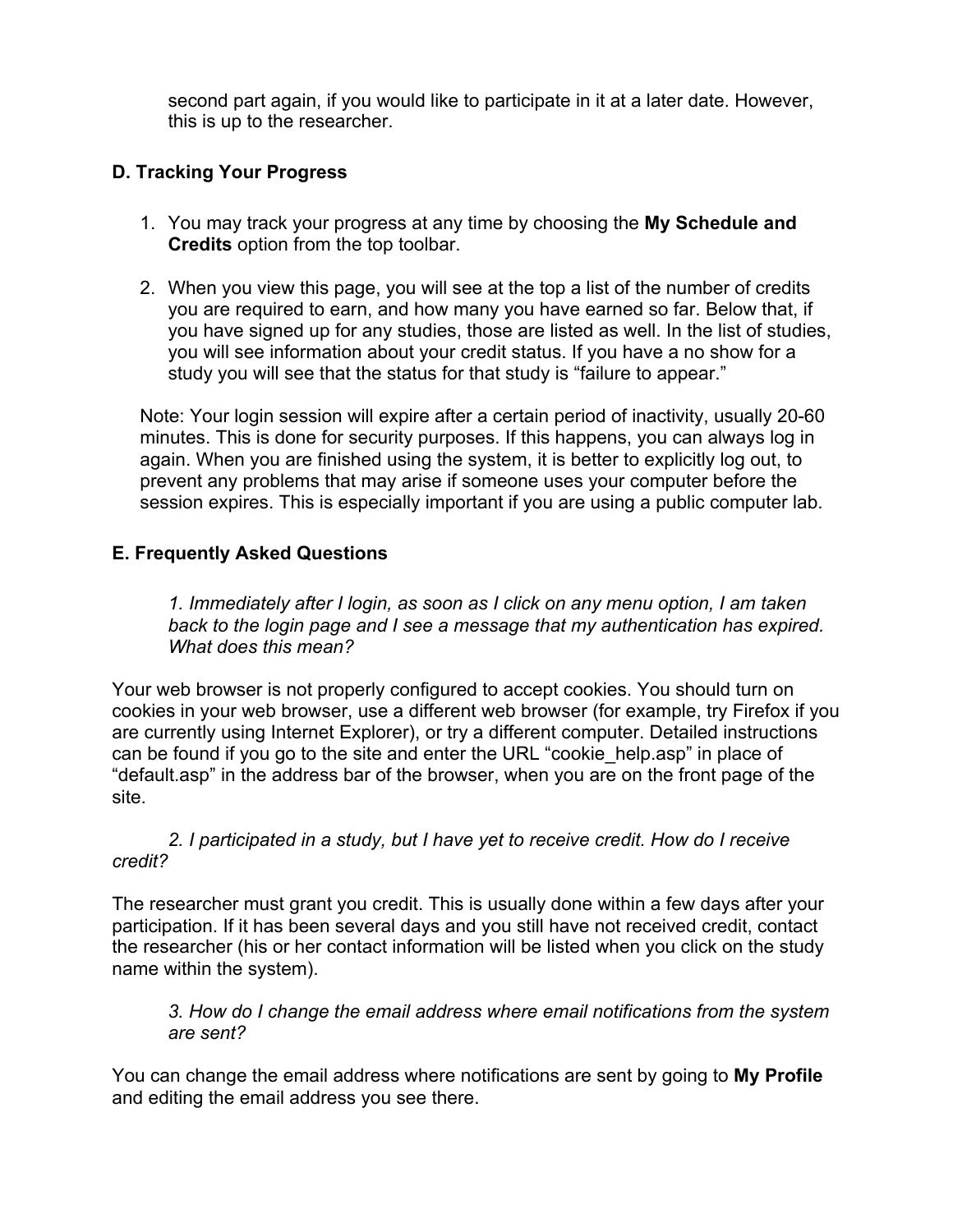second part again, if you would like to participate in it at a later date. However, this is up to the researcher.

### D. Tracking Your Progress

1. You may track your progress at any time by choosing the **My Schedule and Credits** option from the top toolbar.

2. When you view this page, you will see at the top a list of the number of credits you are required to earn, and how many you have earned so far. Below that, if you have signed up for any studies, those are listed as well. In the list of studies, you will see information about your credit status. If you have a no show for a study you will see that the status for that study is "failure to appear."

Note: Your login session will expire after a certain period of inactivity, usually 20-60 minutes. This is done for security purposes. If this happens, you can always log in again. When you are finished using the system, it is better to explicitly log out, to prevent any problems that may arise if someone uses your computer before the session expires. This is especially important if you are using a public computer lab.

### E. Frequently Asked Questions

*1. Immediately after I login, as soon as I click on any menu option, I am taken back to the login page and I see a message that my authentication has expired. What does this mean?*

Your web browser is not properly configured to accept cookies. You should turn on cookies in your web browser, use a different web browser (for example, try Firefox if you are currently using Internet Explorer), or try a different computer. Detailed instructions can be found if you go to the site and enter the URL "cookie_help.asp" in place of "default.asp" in the address bar of the browser, when you are on the front page of the site.

*2. I participated in a study, but I have yet to receive credit. How do I receive credit?*

The researcher must grant you credit. This is usually done within a few days after your participation. If it has been several days and you still have not received credit, contact the researcher (his or her contact information will be listed when you click on the study name within the system).

*3. How do I change the email address where email notifications from the system are sent?*

You can change the email address where notifications are sent by going to **My Profile** and editing the email address you see there.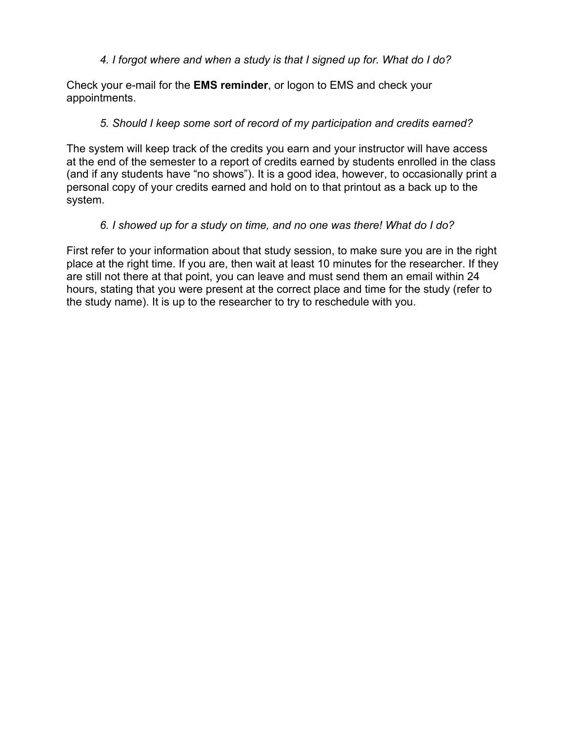*4. I forgot where and when a study is that I signed up for. What do I do?*

Check your e-mail for the **EMS reminder**, or logon to EMS and check your appointments.

*5. Should I keep some sort of record of my participation and credits earned?*

The system will keep track of the credits you earn and your instructor will have access at the end of the semester to a report of credits earned by students enrolled in the class (and if any students have “no shows”). It is a good idea, however, to occasionally print a personal copy of your credits earned and hold on to that printout as a back up to the system.

*6. I showed up for a study on time, and no one was there! What do I do?*

First refer to your information about that study session, to make sure you are in the right place at the right time. If you are, then wait at least 10 minutes for the researcher. If they are still not there at that point, you can leave and must send them an email within 24 hours, stating that you were present at the correct place and time for the study (refer to the study name). It is up to the researcher to try to reschedule with you.